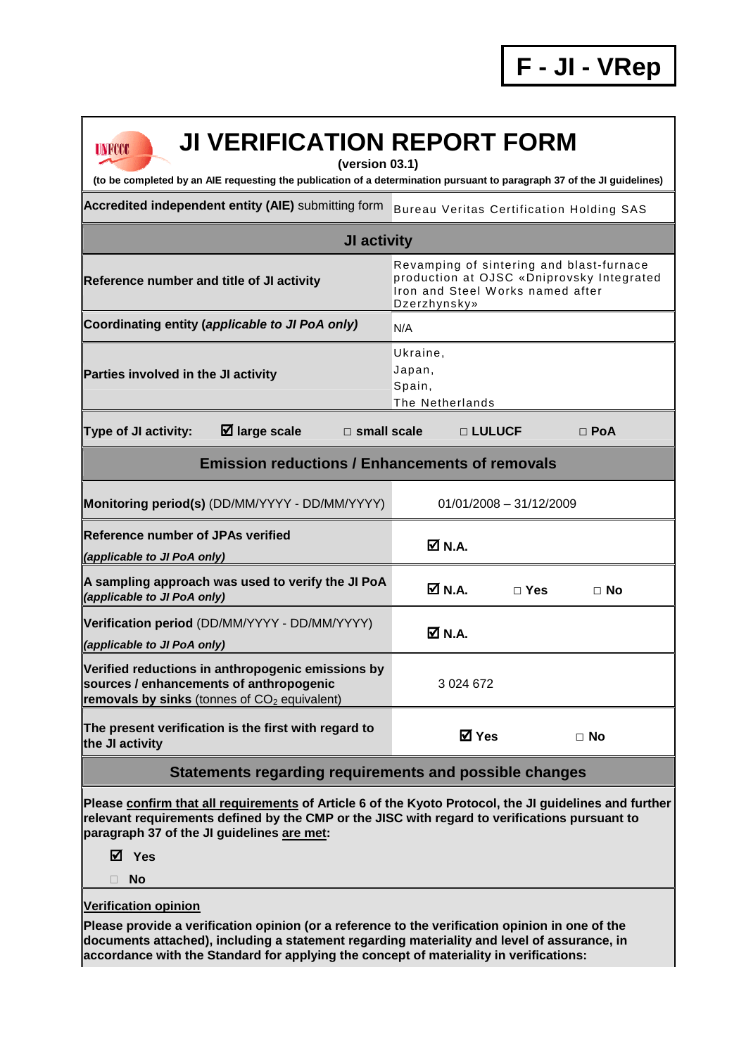**F - JI - VRep**

# JI VERIFICATION REPORT FORM

**(version 03.1)**

**(to be completed by an AIE requesting the publication of a determination pursuant to paragraph 37 of the JI guidelines)**

| | |
|---|---|
| **Accredited independent entity (AIE)** submitting form | Bureau Veritas Certification Holding SAS |
| **JI activity** | |
| **Reference number and title of JI activity** | Revamping of sintering and blast-furnace production at OJSC «Dniprovsky Integrated Iron and Steel Works named after Dzerzhynsky» |
| **Coordinating entity (*applicable to JI PoA only*)** | N/A |
| **Parties involved in the JI activity** | Ukraine, Japan, Spain, The Netherlands |
| **Type of JI activity:** ☑ **large scale** □ **small scale** □ **LULUCF** □ **PoA** | |
| **Emission reductions / Enhancements of removals** | |
| **Monitoring period(s)** (DD/MM/YYYY - DD/MM/YYYY) | 01/01/2008 – 31/12/2009 |
| **Reference number of JPAs verified** ***(applicable to JI PoA only)*** | ☑ **N.A.** |
| **A sampling approach was used to verify the JI PoA** ***(applicable to JI PoA only)*** | ☑ **N.A.** □ **Yes** □ **No** |
| **Verification period** (DD/MM/YYYY - DD/MM/YYYY) ***(applicable to JI PoA only)*** | ☑ **N.A.** |
| **Verified reductions in anthropogenic emissions by sources / enhancements of anthropogenic removals by sinks** (tonnes of $CO_2$ equivalent) | 3 024 672 |
| **The present verification is the first with regard to the JI activity** | ☑ **Yes** □ **No** |

## Statements regarding requirements and possible changes

**Please confirm that all requirements of Article 6 of the Kyoto Protocol, the JI guidelines and further relevant requirements defined by the CMP or the JISC with regard to verifications pursuant to paragraph 37 of the JI guidelines are met:**

☑ **Yes**

□ **No**

**Verification opinion**

**Please provide a verification opinion (or a reference to the verification opinion in one of the documents attached), including a statement regarding materiality and level of assurance, in accordance with the Standard for applying the concept of materiality in verifications:**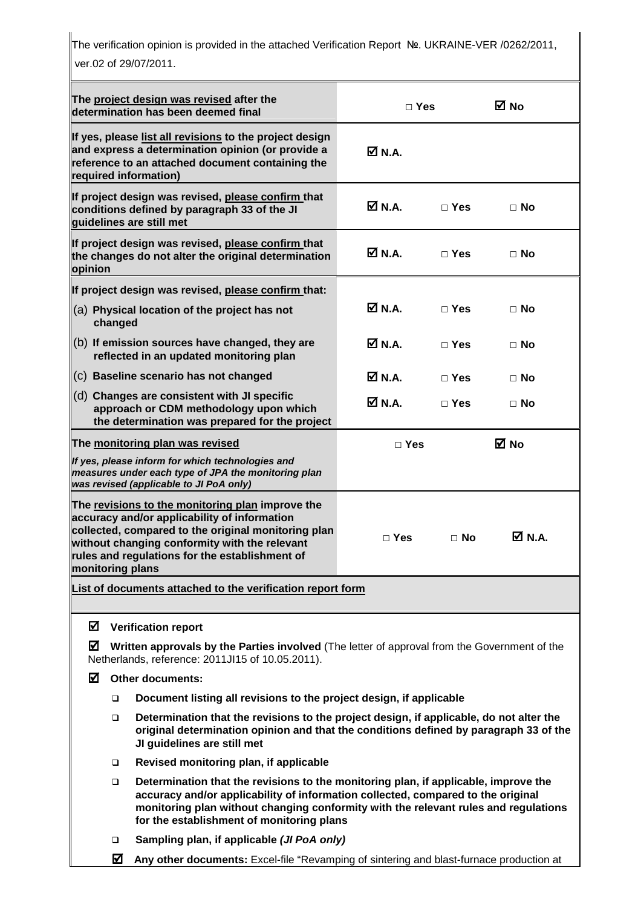The verification opinion is provided in the attached Verification Report №. UKRAINE-VER /0262/2011, ver.02 of 29/07/2011.

| | | | |
|---|---|---|---|
| **The project design was revised after the determination has been deemed final** | □ Yes | | ☑ No |
| **If yes, please list all revisions to the project design and express a determination opinion (or provide a reference to an attached document containing the required information)** | ☑ N.A. | | |
| **If project design was revised, please confirm that conditions defined by paragraph 33 of the JI guidelines are still met** | ☑ N.A. | □ Yes | □ No |
| **If project design was revised, please confirm that the changes do not alter the original determination opinion** | ☑ N.A. | □ Yes | □ No |
| **If project design was revised, please confirm that:** | | | |
| (a) **Physical location of the project has not changed** | ☑ N.A. | □ Yes | □ No |
| (b) **If emission sources have changed, they are reflected in an updated monitoring plan** | ☑ N.A. | □ Yes | □ No |
| (c) **Baseline scenario has not changed** | ☑ N.A. | □ Yes | □ No |
| (d) **Changes are consistent with JI specific approach or CDM methodology upon which the determination was prepared for the project** | ☑ N.A. | □ Yes | □ No |
| **The monitoring plan was revised** *If yes, please inform for which technologies and measures under each type of JPA the monitoring plan was revised (applicable to JI PoA only)* | □ Yes | | ☑ No |
| **The revisions to the monitoring plan improve the accuracy and/or applicability of information collected, compared to the original monitoring plan without changing conformity with the relevant rules and regulations for the establishment of monitoring plans** | □ Yes | □ No | ☑ N.A. |

**List of documents attached to the verification report form**

☑ **Verification report**

☑ **Written approvals by the Parties involved** (The letter of approval from the Government of the Netherlands, reference: 2011JI15 of 10.05.2011).

☑ **Other documents:**

- ❑ **Document listing all revisions to the project design, if applicable**
- ❑ **Determination that the revisions to the project design, if applicable, do not alter the original determination opinion and that the conditions defined by paragraph 33 of the JI guidelines are still met**
- ❑ **Revised monitoring plan, if applicable**
- ❑ **Determination that the revisions to the monitoring plan, if applicable, improve the accuracy and/or applicability of information collected, compared to the original monitoring plan without changing conformity with the relevant rules and regulations for the establishment of monitoring plans**
- ❑ **Sampling plan, if applicable** ***(JI PoA only)***
- ☑ **Any other documents:** Excel-file "Revamping of sintering and blast-furnace production at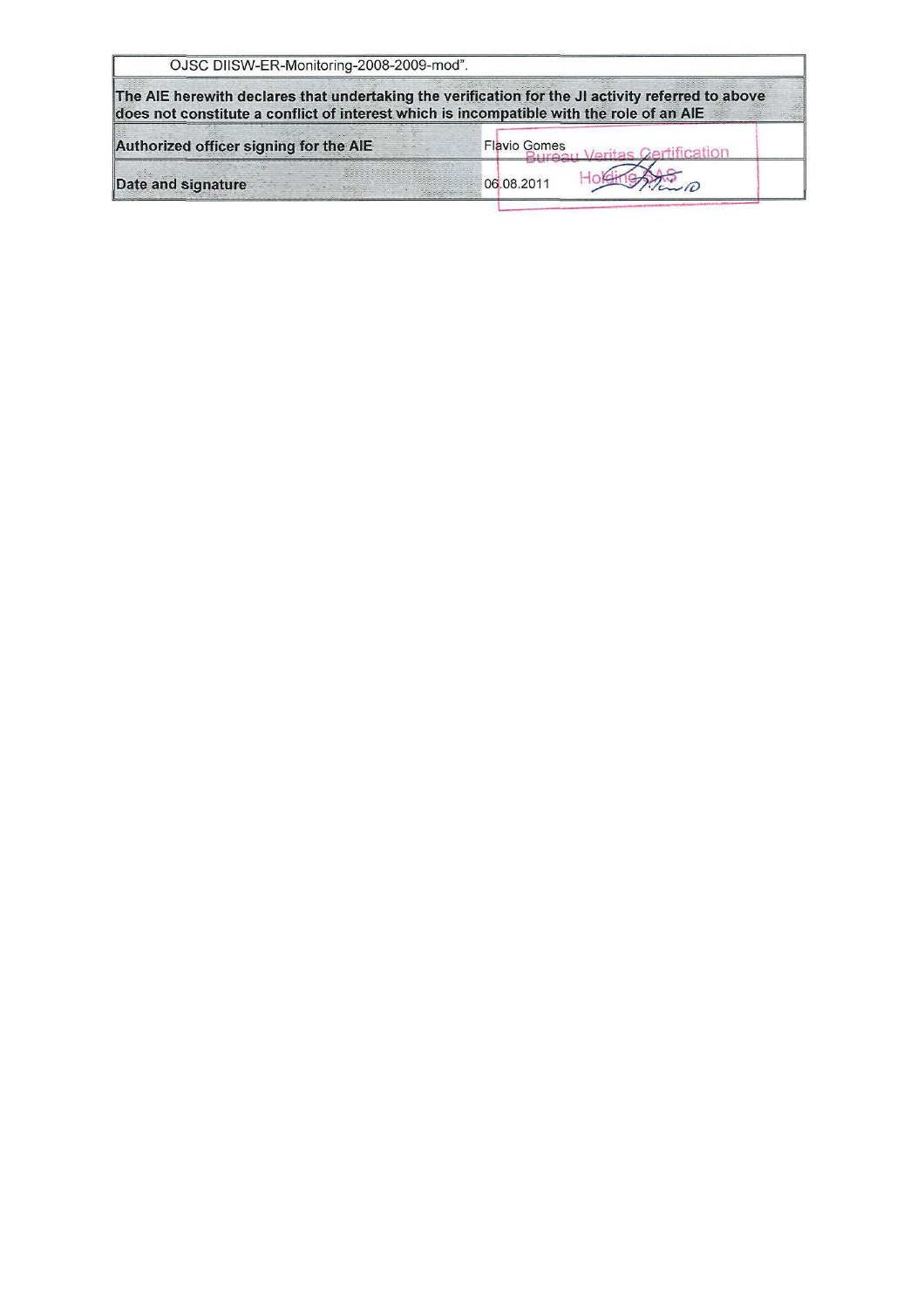| | |
|---|---|
| OJSC DIISW-ER-Monitoring-2008-2009-mod". | |
| **The AIE herewith declares that undertaking the verification for the JI activity referred to above does not constitute a conflict of interest which is incompatible with the role of an AIE** | |
| **Authorized officer signing for the AIE** | Flavio Gomes Bureau Veritas Certification |
| **Date and signature** | 06.08.2011 Holding SAS |